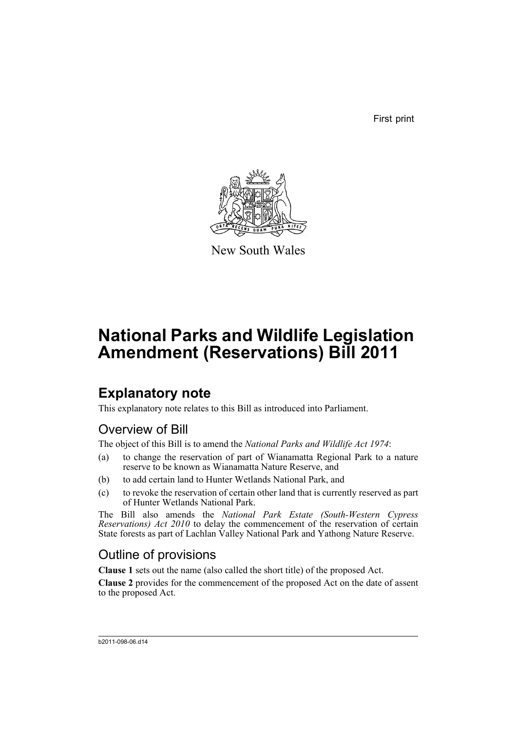First print

New South Wales

# National Parks and Wildlife Legislation Amendment (Reservations) Bill 2011

## Explanatory note

This explanatory note relates to this Bill as introduced into Parliament.

### Overview of Bill

The object of this Bill is to amend the *National Parks and Wildlife Act 1974*:

(a) to change the reservation of part of Wianamatta Regional Park to a nature reserve to be known as Wianamatta Nature Reserve, and

(b) to add certain land to Hunter Wetlands National Park, and

(c) to revoke the reservation of certain other land that is currently reserved as part of Hunter Wetlands National Park.

The Bill also amends the *National Park Estate (South-Western Cypress Reservations) Act 2010* to delay the commencement of the reservation of certain State forests as part of Lachlan Valley National Park and Yathong Nature Reserve.

### Outline of provisions

**Clause 1** sets out the name (also called the short title) of the proposed Act.

**Clause 2** provides for the commencement of the proposed Act on the date of assent to the proposed Act.

b2011-098-06.d14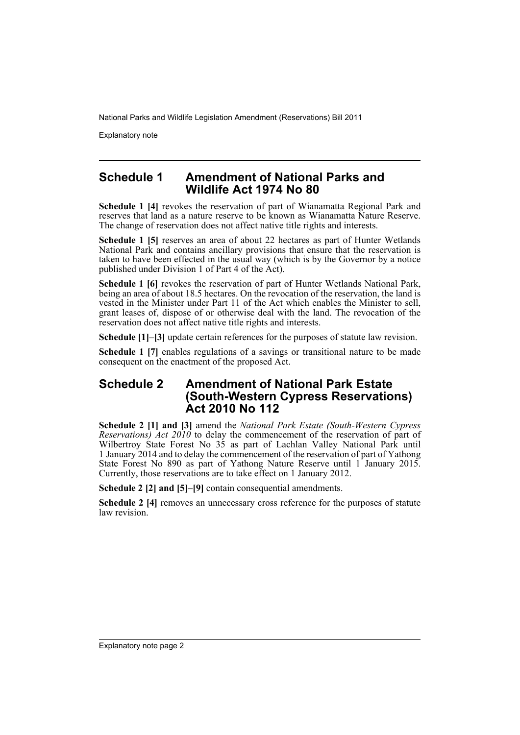## Schedule 1 Amendment of National Parks and Wildlife Act 1974 No 80

**Schedule 1 [4]** revokes the reservation of part of Wianamatta Regional Park and reserves that land as a nature reserve to be known as Wianamatta Nature Reserve. The change of reservation does not affect native title rights and interests.

**Schedule 1 [5]** reserves an area of about 22 hectares as part of Hunter Wetlands National Park and contains ancillary provisions that ensure that the reservation is taken to have been effected in the usual way (which is by the Governor by a notice published under Division 1 of Part 4 of the Act).

**Schedule 1 [6]** revokes the reservation of part of Hunter Wetlands National Park, being an area of about 18.5 hectares. On the revocation of the reservation, the land is vested in the Minister under Part 11 of the Act which enables the Minister to sell, grant leases of, dispose of or otherwise deal with the land. The revocation of the reservation does not affect native title rights and interests.

**Schedule [1]–[3]** update certain references for the purposes of statute law revision.

**Schedule 1 [7]** enables regulations of a savings or transitional nature to be made consequent on the enactment of the proposed Act.

## Schedule 2 Amendment of National Park Estate (South-Western Cypress Reservations) Act 2010 No 112

**Schedule 2 [1] and [3]** amend the *National Park Estate (South-Western Cypress Reservations) Act 2010* to delay the commencement of the reservation of part of Wilbertroy State Forest No 35 as part of Lachlan Valley National Park until 1 January 2014 and to delay the commencement of the reservation of part of Yathong State Forest No 890 as part of Yathong Nature Reserve until 1 January 2015. Currently, those reservations are to take effect on 1 January 2012.

**Schedule 2 [2] and [5]–[9]** contain consequential amendments.

**Schedule 2 [4]** removes an unnecessary cross reference for the purposes of statute law revision.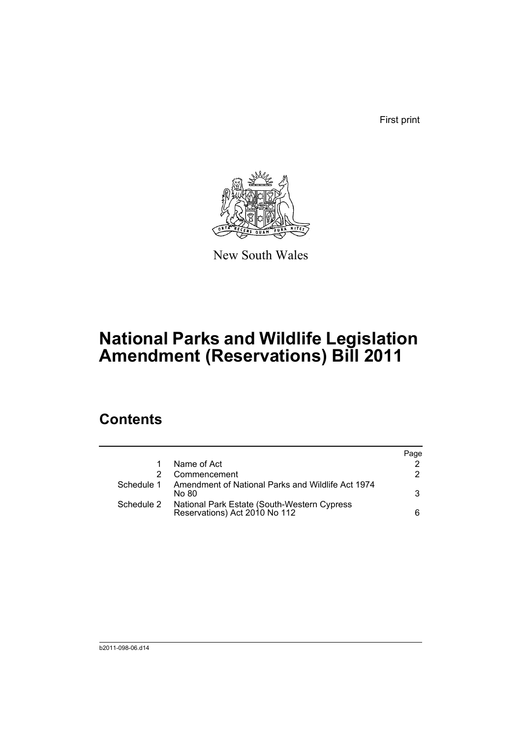First print

New South Wales

# National Parks and Wildlife Legislation Amendment (Reservations) Bill 2011

## Contents

| | | Page |
|---|---|---|
| 1 | Name of Act | 2 |
| 2 | Commencement | 2 |
| Schedule 1 | Amendment of National Parks and Wildlife Act 1974 No 80 | 3 |
| Schedule 2 | National Park Estate (South-Western Cypress Reservations) Act 2010 No 112 | 6 |

b2011-098-06.d14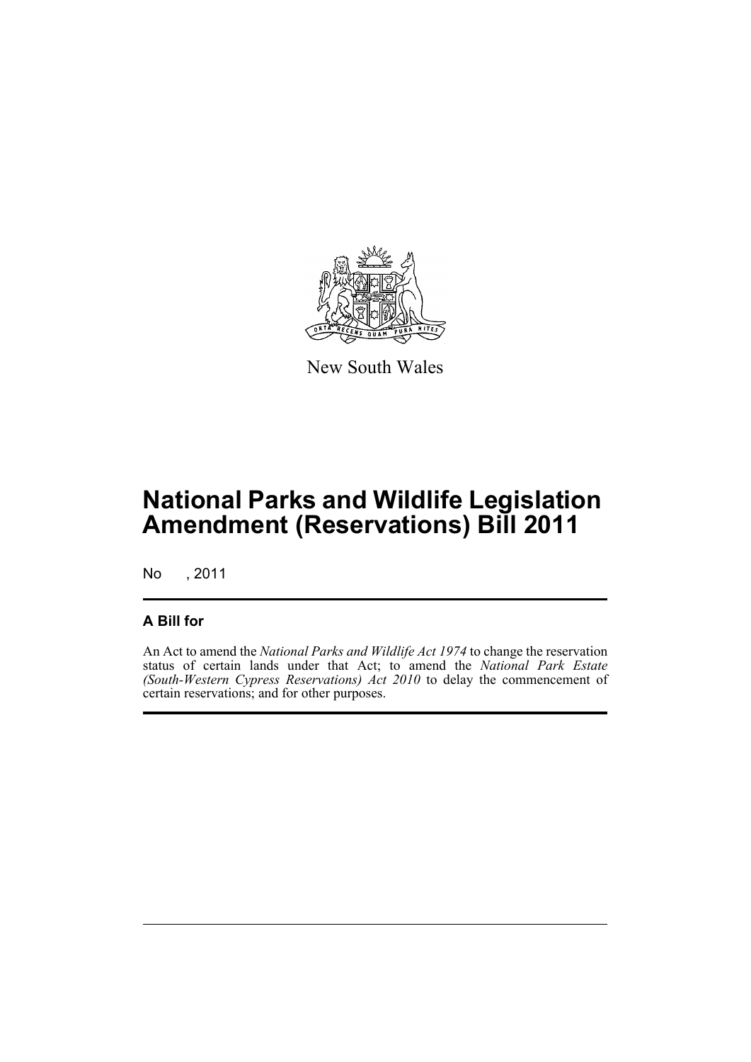New South Wales

# National Parks and Wildlife Legislation Amendment (Reservations) Bill 2011

No , 2011

## A Bill for

An Act to amend the *National Parks and Wildlife Act 1974* to change the reservation status of certain lands under that Act; to amend the *National Park Estate (South-Western Cypress Reservations) Act 2010* to delay the commencement of certain reservations; and for other purposes.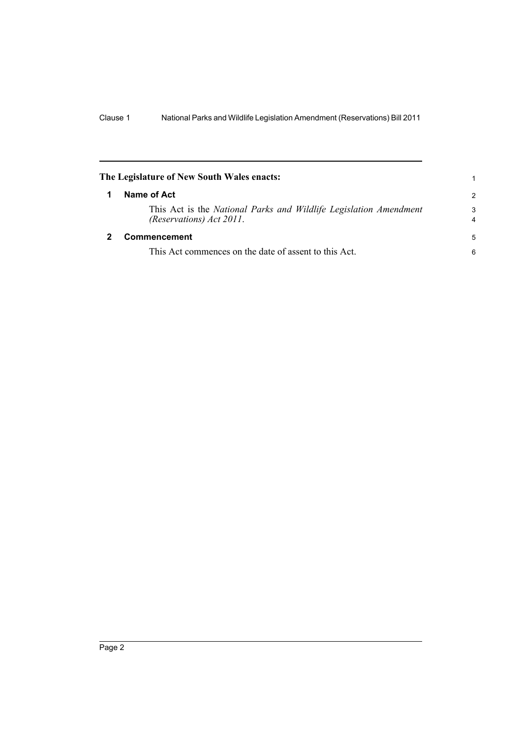**The Legislature of New South Wales enacts:**

## 1 Name of Act

This Act is the *National Parks and Wildlife Legislation Amendment (Reservations) Act 2011*.

## 2 Commencement

This Act commences on the date of assent to this Act.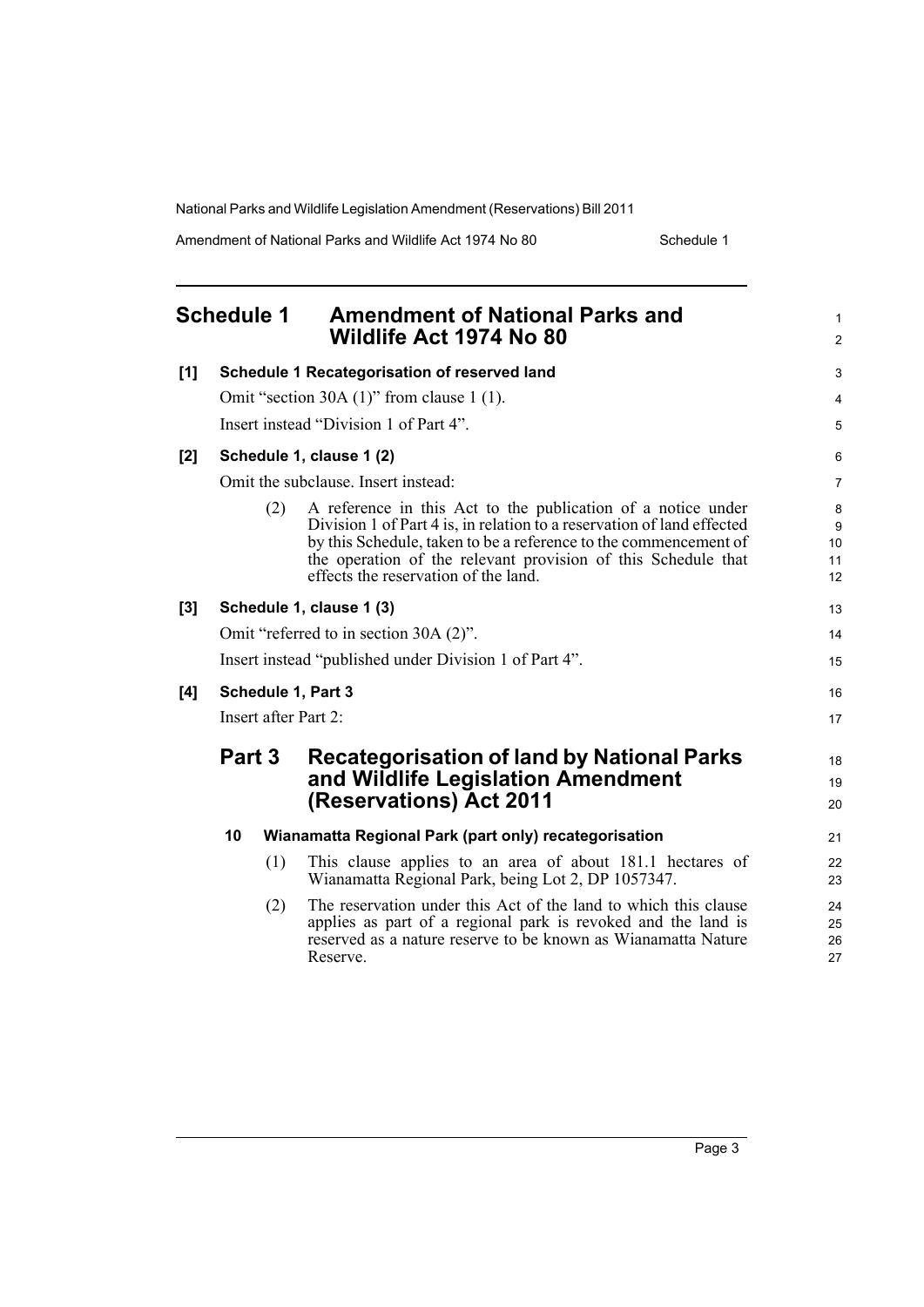## Schedule 1 Amendment of National Parks and Wildlife Act 1974 No 80

**[1] Schedule 1 Recategorisation of reserved land**

Omit "section 30A (1)" from clause 1 (1).

Insert instead "Division 1 of Part 4".

**[2] Schedule 1, clause 1 (2)**

Omit the subclause. Insert instead:

(2) A reference in this Act to the publication of a notice under Division 1 of Part 4 is, in relation to a reservation of land effected by this Schedule, taken to be a reference to the commencement of the operation of the relevant provision of this Schedule that effects the reservation of the land.

**[3] Schedule 1, clause 1 (3)**

Omit "referred to in section 30A (2)".

Insert instead "published under Division 1 of Part 4".

**[4] Schedule 1, Part 3**

Insert after Part 2:

### Part 3 Recategorisation of land by National Parks and Wildlife Legislation Amendment (Reservations) Act 2011

**10 Wianamatta Regional Park (part only) recategorisation**

(1) This clause applies to an area of about 181.1 hectares of Wianamatta Regional Park, being Lot 2, DP 1057347.

(2) The reservation under this Act of the land to which this clause applies as part of a regional park is revoked and the land is reserved as a nature reserve to be known as Wianamatta Nature Reserve.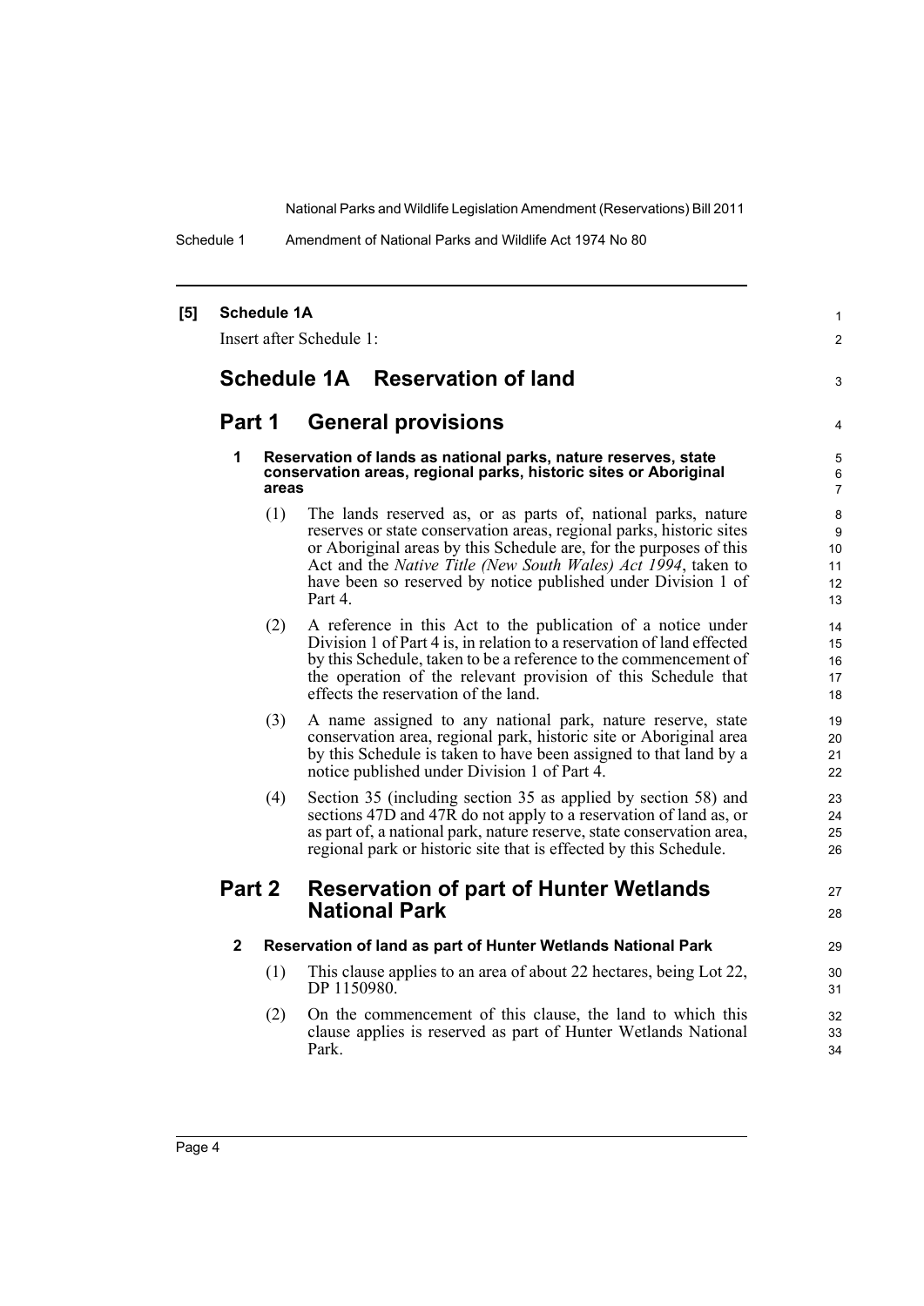**[5] Schedule 1A**

Insert after Schedule 1:

# Schedule 1A Reservation of land

## Part 1 General provisions

### 1 Reservation of lands as national parks, nature reserves, state conservation areas, regional parks, historic sites or Aboriginal areas

(1) The lands reserved as, or as parts of, national parks, nature reserves or state conservation areas, regional parks, historic sites or Aboriginal areas by this Schedule are, for the purposes of this Act and the *Native Title (New South Wales) Act 1994*, taken to have been so reserved by notice published under Division 1 of Part 4.

(2) A reference in this Act to the publication of a notice under Division 1 of Part 4 is, in relation to a reservation of land effected by this Schedule, taken to be a reference to the commencement of the operation of the relevant provision of this Schedule that effects the reservation of the land.

(3) A name assigned to any national park, nature reserve, state conservation area, regional park, historic site or Aboriginal area by this Schedule is taken to have been assigned to that land by a notice published under Division 1 of Part 4.

(4) Section 35 (including section 35 as applied by section 58) and sections 47D and 47R do not apply to a reservation of land as, or as part of, a national park, nature reserve, state conservation area, regional park or historic site that is effected by this Schedule.

## Part 2 Reservation of part of Hunter Wetlands National Park

### 2 Reservation of land as part of Hunter Wetlands National Park

(1) This clause applies to an area of about 22 hectares, being Lot 22, DP 1150980.

(2) On the commencement of this clause, the land to which this clause applies is reserved as part of Hunter Wetlands National Park.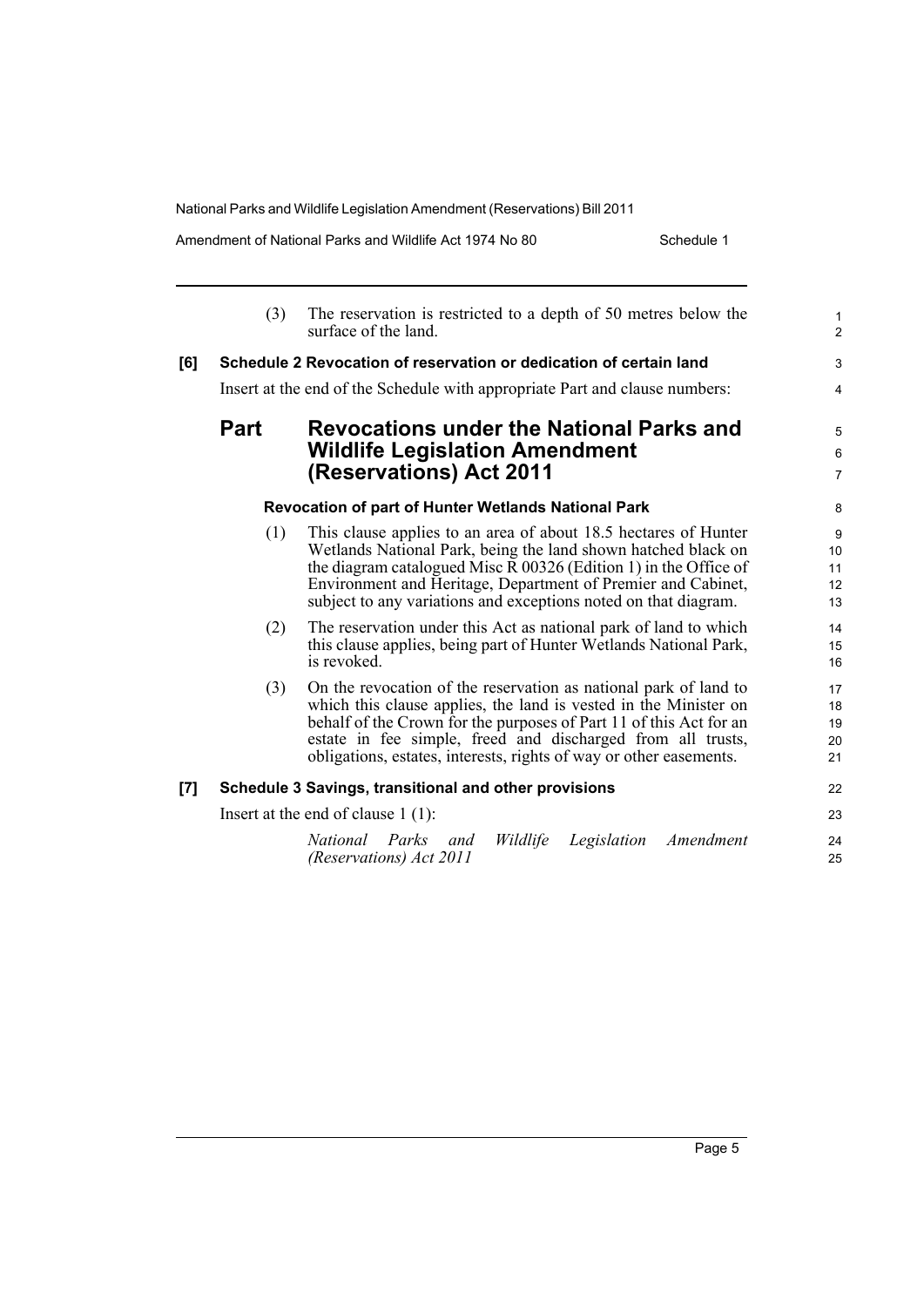(3) The reservation is restricted to a depth of 50 metres below the surface of the land.

**[6] Schedule 2 Revocation of reservation or dedication of certain land**

Insert at the end of the Schedule with appropriate Part and clause numbers:

## Part Revocations under the National Parks and Wildlife Legislation Amendment (Reservations) Act 2011

### Revocation of part of Hunter Wetlands National Park

(1) This clause applies to an area of about 18.5 hectares of Hunter Wetlands National Park, being the land shown hatched black on the diagram catalogued Misc R 00326 (Edition 1) in the Office of Environment and Heritage, Department of Premier and Cabinet, subject to any variations and exceptions noted on that diagram.

(2) The reservation under this Act as national park of land to which this clause applies, being part of Hunter Wetlands National Park, is revoked.

(3) On the revocation of the reservation as national park of land to which this clause applies, the land is vested in the Minister on behalf of the Crown for the purposes of Part 11 of this Act for an estate in fee simple, freed and discharged from all trusts, obligations, estates, interests, rights of way or other easements.

**[7] Schedule 3 Savings, transitional and other provisions**

Insert at the end of clause 1 (1):

*National Parks and Wildlife Legislation Amendment (Reservations) Act 2011*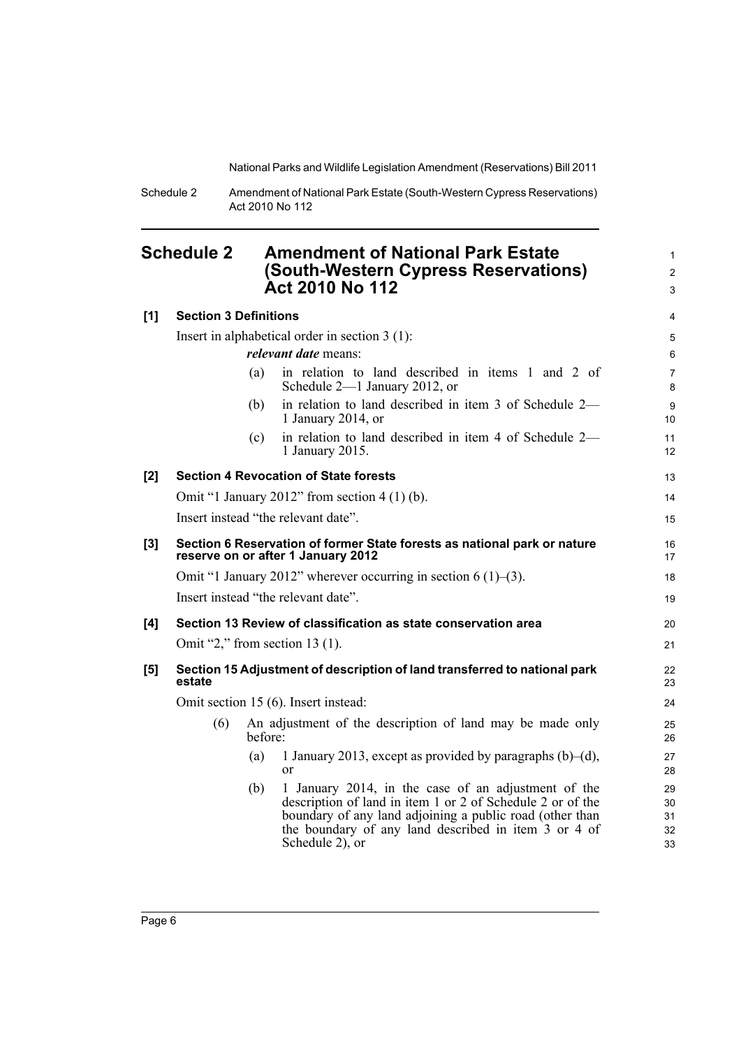## Schedule 2 Amendment of National Park Estate (South-Western Cypress Reservations) Act 2010 No 112

**[1] Section 3 Definitions**

Insert in alphabetical order in section 3 (1):

***relevant date*** means:

(a) in relation to land described in items 1 and 2 of Schedule 2—1 January 2012, or

(b) in relation to land described in item 3 of Schedule 2—1 January 2014, or

(c) in relation to land described in item 4 of Schedule 2—1 January 2015.

**[2] Section 4 Revocation of State forests**

Omit "1 January 2012" from section 4 (1) (b).

Insert instead "the relevant date".

**[3] Section 6 Reservation of former State forests as national park or nature reserve on or after 1 January 2012**

Omit "1 January 2012" wherever occurring in section 6 (1)–(3).

Insert instead "the relevant date".

**[4] Section 13 Review of classification as state conservation area**

Omit "2," from section 13 (1).

**[5] Section 15 Adjustment of description of land transferred to national park estate**

Omit section 15 (6). Insert instead:

(6) An adjustment of the description of land may be made only before:

(a) 1 January 2013, except as provided by paragraphs (b)–(d), or

(b) 1 January 2014, in the case of an adjustment of the description of land in item 1 or 2 of Schedule 2 or of the boundary of any land adjoining a public road (other than the boundary of any land described in item 3 or 4 of Schedule 2), or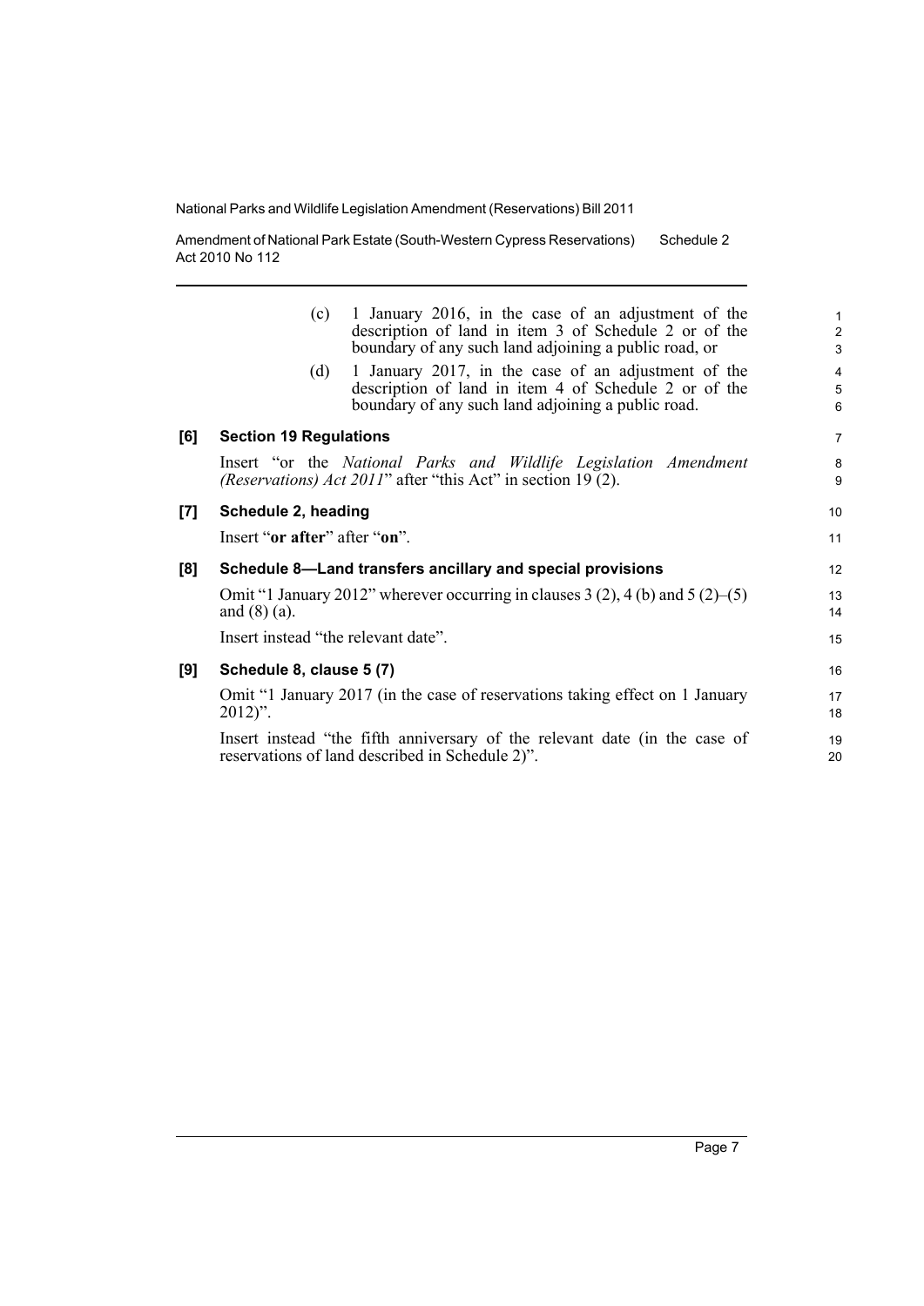(c) 1 January 2016, in the case of an adjustment of the description of land in item 3 of Schedule 2 or of the boundary of any such land adjoining a public road, or

(d) 1 January 2017, in the case of an adjustment of the description of land in item 4 of Schedule 2 or of the boundary of any such land adjoining a public road.

**[6] Section 19 Regulations**

Insert "or the *National Parks and Wildlife Legislation Amendment (Reservations) Act 2011*" after "this Act" in section 19 (2).

**[7] Schedule 2, heading**

Insert "**or after**" after "**on**".

**[8] Schedule 8—Land transfers ancillary and special provisions**

Omit "1 January 2012" wherever occurring in clauses 3 (2), 4 (b) and 5 (2)–(5) and (8) (a).

Insert instead "the relevant date".

**[9] Schedule 8, clause 5 (7)**

Omit "1 January 2017 (in the case of reservations taking effect on 1 January 2012)".

Insert instead "the fifth anniversary of the relevant date (in the case of reservations of land described in Schedule 2)".